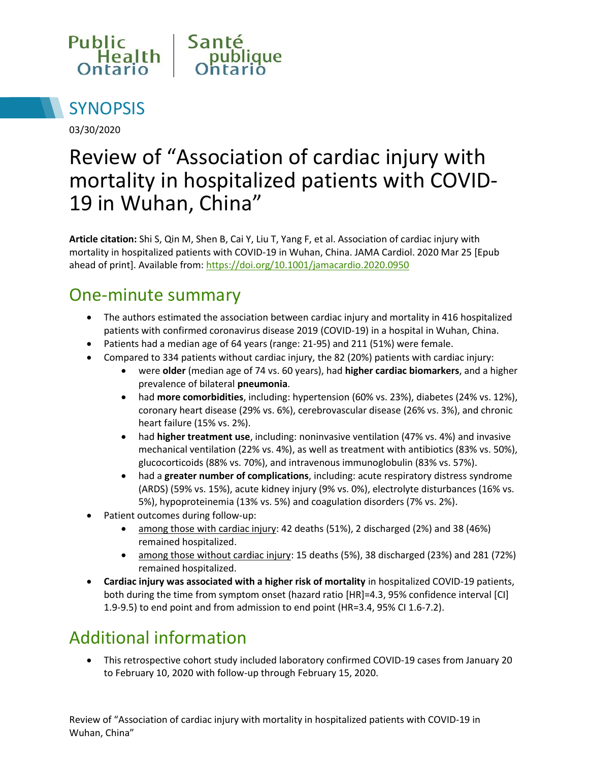Public Health Ontario | Santé publique Ontario

# SYNOPSIS

03/30/2020

# Review of "Association of cardiac injury with mortality in hospitalized patients with COVID-19 in Wuhan, China"

**Article citation:** Shi S, Qin M, Shen B, Cai Y, Liu T, Yang F, et al. Association of cardiac injury with mortality in hospitalized patients with COVID-19 in Wuhan, China. JAMA Cardiol. 2020 Mar 25 [Epub ahead of print]. Available from: https://doi.org/10.1001/jamacardio.2020.0950

## One-minute summary

- The authors estimated the association between cardiac injury and mortality in 416 hospitalized patients with confirmed coronavirus disease 2019 (COVID-19) in a hospital in Wuhan, China.
- Patients had a median age of 64 years (range: 21-95) and 211 (51%) were female.
- Compared to 334 patients without cardiac injury, the 82 (20%) patients with cardiac injury:
  - were **older** (median age of 74 vs. 60 years), had **higher cardiac biomarkers**, and a higher prevalence of bilateral **pneumonia**.
  - had **more comorbidities**, including: hypertension (60% vs. 23%), diabetes (24% vs. 12%), coronary heart disease (29% vs. 6%), cerebrovascular disease (26% vs. 3%), and chronic heart failure (15% vs. 2%).
  - had **higher treatment use**, including: noninvasive ventilation (47% vs. 4%) and invasive mechanical ventilation (22% vs. 4%), as well as treatment with antibiotics (83% vs. 50%), glucocorticoids (88% vs. 70%), and intravenous immunoglobulin (83% vs. 57%).
  - had a **greater number of complications**, including: acute respiratory distress syndrome (ARDS) (59% vs. 15%), acute kidney injury (9% vs. 0%), electrolyte disturbances (16% vs. 5%), hypoproteinemia (13% vs. 5%) and coagulation disorders (7% vs. 2%).
- Patient outcomes during follow-up:
  - among those with cardiac injury: 42 deaths (51%), 2 discharged (2%) and 38 (46%) remained hospitalized.
  - among those without cardiac injury: 15 deaths (5%), 38 discharged (23%) and 281 (72%) remained hospitalized.
- **Cardiac injury was associated with a higher risk of mortality** in hospitalized COVID-19 patients, both during the time from symptom onset (hazard ratio [HR]=4.3, 95% confidence interval [CI] 1.9-9.5) to end point and from admission to end point (HR=3.4, 95% CI 1.6-7.2).

## Additional information

- This retrospective cohort study included laboratory confirmed COVID-19 cases from January 20 to February 10, 2020 with follow-up through February 15, 2020.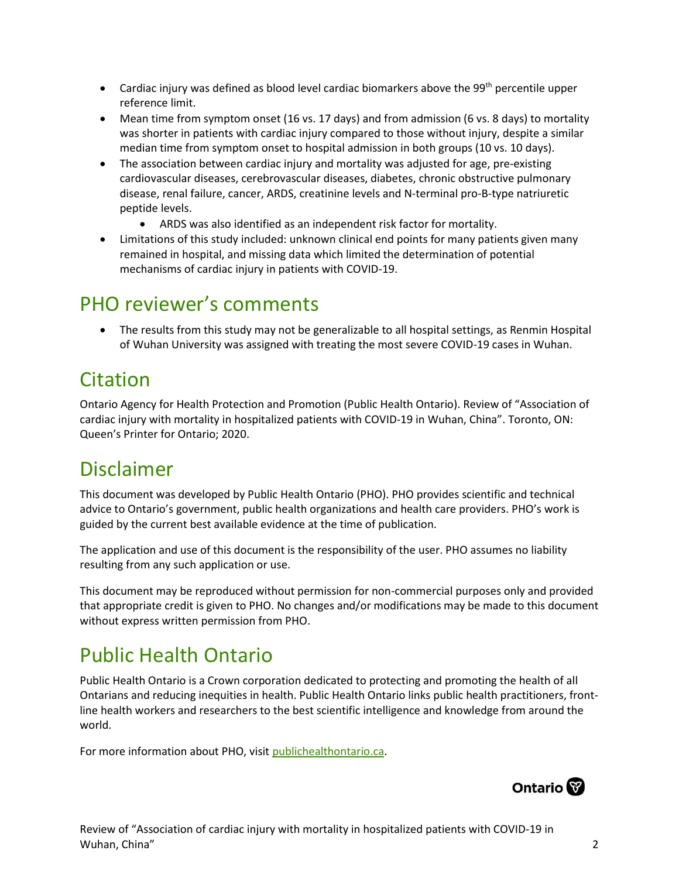- Cardiac injury was defined as blood level cardiac biomarkers above the 99th percentile upper reference limit.
- Mean time from symptom onset (16 vs. 17 days) and from admission (6 vs. 8 days) to mortality was shorter in patients with cardiac injury compared to those without injury, despite a similar median time from symptom onset to hospital admission in both groups (10 vs. 10 days).
- The association between cardiac injury and mortality was adjusted for age, pre-existing cardiovascular diseases, cerebrovascular diseases, diabetes, chronic obstructive pulmonary disease, renal failure, cancer, ARDS, creatinine levels and N-terminal pro-B-type natriuretic peptide levels.
    - ARDS was also identified as an independent risk factor for mortality.
- Limitations of this study included: unknown clinical end points for many patients given many remained in hospital, and missing data which limited the determination of potential mechanisms of cardiac injury in patients with COVID-19.

# PHO reviewer's comments

- The results from this study may not be generalizable to all hospital settings, as Renmin Hospital of Wuhan University was assigned with treating the most severe COVID-19 cases in Wuhan.

# Citation

Ontario Agency for Health Protection and Promotion (Public Health Ontario). Review of "Association of cardiac injury with mortality in hospitalized patients with COVID-19 in Wuhan, China". Toronto, ON: Queen's Printer for Ontario; 2020.

# Disclaimer

This document was developed by Public Health Ontario (PHO). PHO provides scientific and technical advice to Ontario's government, public health organizations and health care providers. PHO's work is guided by the current best available evidence at the time of publication.

The application and use of this document is the responsibility of the user. PHO assumes no liability resulting from any such application or use.

This document may be reproduced without permission for non-commercial purposes only and provided that appropriate credit is given to PHO. No changes and/or modifications may be made to this document without express written permission from PHO.

# Public Health Ontario

Public Health Ontario is a Crown corporation dedicated to protecting and promoting the health of all Ontarians and reducing inequities in health. Public Health Ontario links public health practitioners, front-line health workers and researchers to the best scientific intelligence and knowledge from around the world.

For more information about PHO, visit publichealthontario.ca.

Ontario